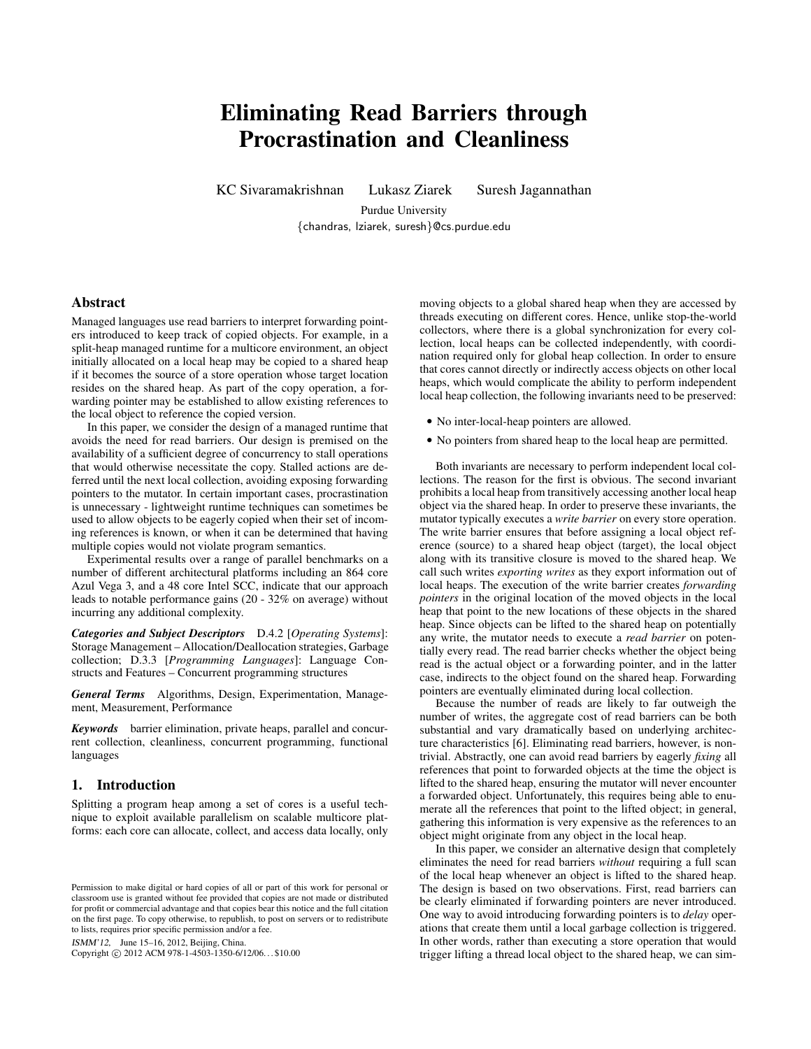# Eliminating Read Barriers through Procrastination and Cleanliness

KC Sivaramakrishnan  Lukasz Ziarek  Suresh Jagannathan

Purdue University

{chandras, lziarek, suresh}@cs.purdue.edu

## Abstract

Managed languages use read barriers to interpret forwarding pointers introduced to keep track of copied objects. For example, in a split-heap managed runtime for a multicore environment, an object initially allocated on a local heap may be copied to a shared heap if it becomes the source of a store operation whose target location resides on the shared heap. As part of the copy operation, a forwarding pointer may be established to allow existing references to the local object to reference the copied version.

In this paper, we consider the design of a managed runtime that avoids the need for read barriers. Our design is premised on the availability of a sufficient degree of concurrency to stall operations that would otherwise necessitate the copy. Stalled actions are deferred until the next local collection, avoiding exposing forwarding pointers to the mutator. In certain important cases, procrastination is unnecessary - lightweight runtime techniques can sometimes be used to allow objects to be eagerly copied when their set of incoming references is known, or when it can be determined that having multiple copies would not violate program semantics.

Experimental results over a range of parallel benchmarks on a number of different architectural platforms including an 864 core Azul Vega 3, and a 48 core Intel SCC, indicate that our approach leads to notable performance gains (20 - 32% on average) without incurring any additional complexity.

***Categories and Subject Descriptors*** D.4.2 [*Operating Systems*]: Storage Management – Allocation/Deallocation strategies, Garbage collection; D.3.3 [*Programming Languages*]: Language Constructs and Features – Concurrent programming structures

***General Terms*** Algorithms, Design, Experimentation, Management, Measurement, Performance

***Keywords*** barrier elimination, private heaps, parallel and concurrent collection, cleanliness, concurrent programming, functional languages

## 1. Introduction

Splitting a program heap among a set of cores is a useful technique to exploit available parallelism on scalable multicore platforms: each core can allocate, collect, and access data locally, only moving objects to a global shared heap when they are accessed by threads executing on different cores. Hence, unlike stop-the-world collectors, where there is a global synchronization for every collection, local heaps can be collected independently, with coordination required only for global heap collection. In order to ensure that cores cannot directly or indirectly access objects on other local heaps, which would complicate the ability to perform independent local heap collection, the following invariants need to be preserved:

- No inter-local-heap pointers are allowed.
- No pointers from shared heap to the local heap are permitted.

Both invariants are necessary to perform independent local collections. The reason for the first is obvious. The second invariant prohibits a local heap from transitively accessing another local heap object via the shared heap. In order to preserve these invariants, the mutator typically executes a *write barrier* on every store operation. The write barrier ensures that before assigning a local object reference (source) to a shared heap object (target), the local object along with its transitive closure is moved to the shared heap. We call such writes *exporting writes* as they export information out of local heaps. The execution of the write barrier creates *forwarding pointers* in the original location of the moved objects in the local heap that point to the new locations of these objects in the shared heap. Since objects can be lifted to the shared heap on potentially any write, the mutator needs to execute a *read barrier* on potentially every read. The read barrier checks whether the object being read is the actual object or a forwarding pointer, and in the latter case, indirects to the object found on the shared heap. Forwarding pointers are eventually eliminated during local collection.

Because the number of reads are likely to far outweigh the number of writes, the aggregate cost of read barriers can be both substantial and vary dramatically based on underlying architecture characteristics [6]. Eliminating read barriers, however, is non-trivial. Abstractly, one can avoid read barriers by eagerly *fixing* all references that point to forwarded objects at the time the object is lifted to the shared heap, ensuring the mutator will never encounter a forwarded object. Unfortunately, this requires being able to enumerate all the references that point to the lifted object; in general, gathering this information is very expensive as the references to an object might originate from any object in the local heap.

In this paper, we consider an alternative design that completely eliminates the need for read barriers *without* requiring a full scan of the local heap whenever an object is lifted to the shared heap. The design is based on two observations. First, read barriers can be clearly eliminated if forwarding pointers are never introduced. One way to avoid introducing forwarding pointers is to *delay* operations that create them until a local garbage collection is triggered. In other words, rather than executing a store operation that would trigger lifting a thread local object to the shared heap, we can sim-

Permission to make digital or hard copies of all or part of this work for personal or classroom use is granted without fee provided that copies are not made or distributed for profit or commercial advantage and that copies bear this notice and the full citation on the first page. To copy otherwise, to republish, to post on servers or to redistribute to lists, requires prior specific permission and/or a fee.

ISMM'12, June 15–16, 2012, Beijing, China.
Copyright © 2012 ACM 978-1-4503-1350-6/12/06... $10.00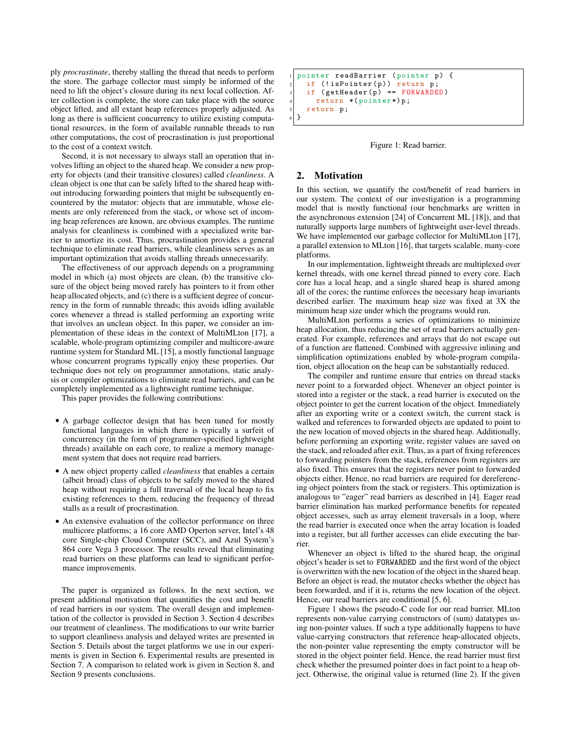ply *procrastinate*, thereby stalling the thread that needs to perform the store. The garbage collector must simply be informed of the need to lift the object's closure during its next local collection. After collection is complete, the store can take place with the source object lifted, and all extant heap references properly adjusted. As long as there is sufficient concurrency to utilize existing computational resources, in the form of available runnable threads to run other computations, the cost of procrastination is just proportional to the cost of a context switch.

Second, it is not necessary to always stall an operation that involves lifting an object to the shared heap. We consider a new property for objects (and their transitive closures) called *cleanliness*. A clean object is one that can be safely lifted to the shared heap without introducing forwarding pointers that might be subsequently encountered by the mutator: objects that are immutable, whose elements are only referenced from the stack, or whose set of incoming heap references are known, are obvious examples. The runtime analysis for cleanliness is combined with a specialized write barrier to amortize its cost. Thus, procrastination provides a general technique to eliminate read barriers, while cleanliness serves as an important optimization that avoids stalling threads unnecessarily.

The effectiveness of our approach depends on a programming model in which (a) most objects are clean, (b) the transitive closure of the object being moved rarely has pointers to it from other heap allocated objects, and (c) there is a sufficient degree of concurrency in the form of runnable threads; this avoids idling available cores whenever a thread is stalled performing an exporting write that involves an unclean object. In this paper, we consider an implementation of these ideas in the context of MultiMLton [17], a scalable, whole-program optimizing compiler and multicore-aware runtime system for Standard ML [15], a mostly functional language whose concurrent programs typically enjoy these properties. Our technique does not rely on programmer annotations, static analysis or compiler optimizations to eliminate read barriers, and can be completely implemented as a lightweight runtime technique.

This paper provides the following contributions:

- A garbage collector design that has been tuned for mostly functional languages in which there is typically a surfeit of concurrency (in the form of programmer-specified lightweight threads) available on each core, to realize a memory management system that does not require read barriers.
- A new object property called *cleanliness* that enables a certain (albeit broad) class of objects to be safely moved to the shared heap without requiring a full traversal of the local heap to fix existing references to them, reducing the frequency of thread stalls as a result of procrastination.
- An extensive evaluation of the collector performance on three multicore platforms; a 16 core AMD Operton server, Intel's 48 core Single-chip Cloud Computer (SCC), and Azul System's 864 core Vega 3 processor. The results reveal that eliminating read barriers on these platforms can lead to significant performance improvements.

The paper is organized as follows. In the next section, we present additional motivation that quantifies the cost and benefit of read barriers in our system. The overall design and implementation of the collector is provided in Section 3. Section 4 describes our treatment of cleanliness. The modifications to our write barrier to support cleanliness analysis and delayed writes are presented in Section 5. Details about the target platforms we use in our experiments is given in Section 6. Experimental results are presented in Section 7. A comparison to related work is given in Section 8, and Section 9 presents conclusions.

```
pointer readBarrier (pointer p) {
  if (!isPointer(p)) return p;
  if (getHeader(p) == FORWARDED)
    return *(pointer*)p;
  return p;
}
```

Figure 1: Read barrier.

## 2. Motivation

In this section, we quantify the cost/benefit of read barriers in our system. The context of our investigation is a programming model that is mostly functional (our benchmarks are written in the asynchronous extension [24] of Concurrent ML [18]), and that naturally supports large numbers of lightweight user-level threads. We have implemented our garbage collector for MultiMLton [17], a parallel extension to MLton [16], that targets scalable, many-core platforms.

In our implementation, lightweight threads are multiplexed over kernel threads, with one kernel thread pinned to every core. Each core has a local heap, and a single shared heap is shared among all of the cores; the runtime enforces the necessary heap invariants described earlier. The maximum heap size was fixed at 3X the minimum heap size under which the programs would run.

MultiMLton performs a series of optimizations to minimize heap allocation, thus reducing the set of read barriers actually generated. For example, references and arrays that do not escape out of a function are flattened. Combined with aggressive inlining and simplification optimizations enabled by whole-program compilation, object allocation on the heap can be substantially reduced.

The compiler and runtime ensure that entries on thread stacks never point to a forwarded object. Whenever an object pointer is stored into a register or the stack, a read barrier is executed on the object pointer to get the current location of the object. Immediately after an exporting write or a context switch, the current stack is walked and references to forwarded objects are updated to point to the new location of moved objects in the shared heap. Additionally, before performing an exporting write, register values are saved on the stack, and reloaded after exit. Thus, as a part of fixing references to forwarding pointers from the stack, references from registers are also fixed. This ensures that the registers never point to forwarded objects either. Hence, no read barriers are required for dereferencing object pointers from the stack or registers. This optimization is analogous to "eager" read barriers as described in [4]. Eager read barrier elimination has marked performance benefits for repeated object accesses, such as array element traversals in a loop, where the read barrier is executed once when the array location is loaded into a register, but all further accesses can elide executing the barrier.

Whenever an object is lifted to the shared heap, the original object's header is set to FORWARDED and the first word of the object is overwritten with the new location of the object in the shared heap. Before an object is read, the mutator checks whether the object has been forwarded, and if it is, returns the new location of the object. Hence, our read barriers are conditional [5, 6].

Figure 1 shows the pseudo-C code for our read barrier. MLton represents non-value carrying constructors of (sum) datatypes using non-pointer values. If such a type additionally happens to have value-carrying constructors that reference heap-allocated objects, the non-pointer value representing the empty constructor will be stored in the object pointer field. Hence, the read barrier must first check whether the presumed pointer does in fact point to a heap object. Otherwise, the original value is returned (line 2). If the given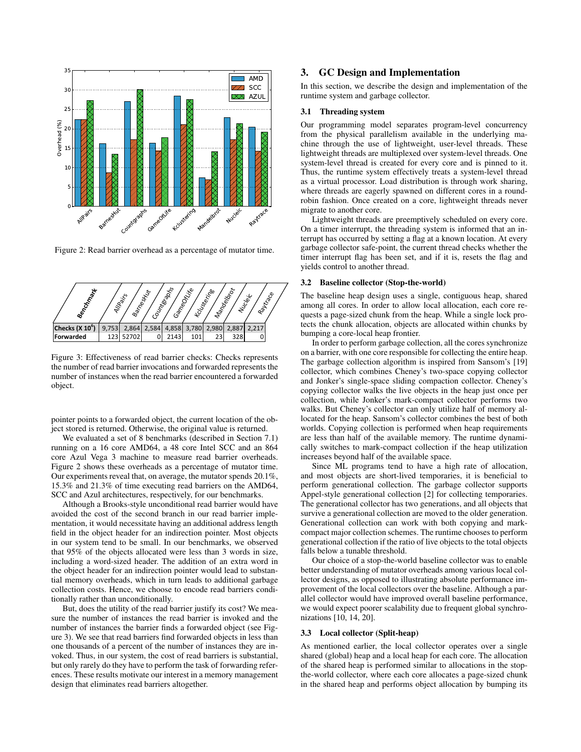35

30

25

20

15

10

5

0

Overhead (%)

AMD

SCC

AZUL

AllPairs

BarnesHut

Countgraphs

GameOfLife

Kclustering

Mandelbrot

Nucleic

Raytrace

Figure 2: Read barrier overhead as a percentage of mutator time.

| Benchmark | AllPairs | BarnesHut | Countgraphs | GameOfLife | Kclustering | Mandelbrot | Nucleic | Raytrace |
|---|---|---|---|---|---|---|---|---|
| Checks (X $10^6$) | 9,753 | 2,864 | 2,584 | 4,858 | 3,780 | 2,980 | 2,887 | 2,217 |
| Forwarded | 123 | 52702 | 0 | 2143 | 101 | 23 | 328 | 0 |

Figure 3: Effectiveness of read barrier checks: Checks represents the number of read barrier invocations and forwarded represents the number of instances when the read barrier encountered a forwarded object.

pointer points to a forwarded object, the current location of the object stored is returned. Otherwise, the original value is returned.

We evaluated a set of 8 benchmarks (described in Section 7.1) running on a 16 core AMD64, a 48 core Intel SCC and an 864 core Azul Vega 3 machine to measure read barrier overheads. Figure 2 shows these overheads as a percentage of mutator time. Our experiments reveal that, on average, the mutator spends 20.1%, 15.3% and 21.3% of time executing read barriers on the AMD64, SCC and Azul architectures, respectively, for our benchmarks.

Although a Brooks-style unconditional read barrier would have avoided the cost of the second branch in our read barrier implementation, it would necessitate having an additional address length field in the object header for an indirection pointer. Most objects in our system tend to be small. In our benchmarks, we observed that 95% of the objects allocated were less than 3 words in size, including a word-sized header. The addition of an extra word in the object header for an indirection pointer would lead to substantial memory overheads, which in turn leads to additional garbage collection costs. Hence, we choose to encode read barriers conditionally rather than unconditionally.

But, does the utility of the read barrier justify its cost? We measure the number of instances the read barrier is invoked and the number of instances the barrier finds a forwarded object (see Figure 3). We see that read barriers find forwarded objects in less than one thousands of a percent of the number of instances they are invoked. Thus, in our system, the cost of read barriers is substantial, but only rarely do they have to perform the task of forwarding references. These results motivate our interest in a memory management design that eliminates read barriers altogether.

## 3. GC Design and Implementation

In this section, we describe the design and implementation of the runtime system and garbage collector.

### 3.1 Threading system

Our programming model separates program-level concurrency from the physical parallelism available in the underlying machine through the use of lightweight, user-level threads. These lightweight threads are multiplexed over system-level threads. One system-level thread is created for every core and is pinned to it. Thus, the runtime system effectively treats a system-level thread as a virtual processor. Load distribution is through work sharing, where threads are eagerly spawned on different cores in a round-robin fashion. Once created on a core, lightweight threads never migrate to another core.

Lightweight threads are preemptively scheduled on every core. On a timer interrupt, the threading system is informed that an interrupt has occurred by setting a flag at a known location. At every garbage collector safe-point, the current thread checks whether the timer interrupt flag has been set, and if it is, resets the flag and yields control to another thread.

### 3.2 Baseline collector (Stop-the-world)

The baseline heap design uses a single, contiguous heap, shared among all cores. In order to allow local allocation, each core requests a page-sized chunk from the heap. While a single lock protects the chunk allocation, objects are allocated within chunks by bumping a core-local heap frontier.

In order to perform garbage collection, all the cores synchronize on a barrier, with one core responsible for collecting the entire heap. The garbage collection algorithm is inspired from Sansom's [19] collector, which combines Cheney's two-space copying collector and Jonker's single-space sliding compaction collector. Cheney's copying collector walks the live objects in the heap just once per collection, while Jonker's mark-compact collector performs two walks. But Cheney's collector can only utilize half of memory allocated for the heap. Sansom's collector combines the best of both worlds. Copying collection is performed when heap requirements are less than half of the available memory. The runtime dynamically switches to mark-compact collection if the heap utilization increases beyond half of the available space.

Since ML programs tend to have a high rate of allocation, and most objects are short-lived temporaries, it is beneficial to perform generational collection. The garbage collector supports Appel-style generational collection [2] for collecting temporaries. The generational collector has two generations, and all objects that survive a generational collection are moved to the older generation. Generational collection can work with both copying and mark-compact major collection schemes. The runtime chooses to perform generational collection if the ratio of live objects to the total objects falls below a tunable threshold.

Our choice of a stop-the-world baseline collector was to enable better understanding of mutator overheads among various local collector designs, as opposed to illustrating absolute performance improvement of the local collectors over the baseline. Although a parallel collector would have improved overall baseline performance, we would expect poorer scalability due to frequent global synchronizations [10, 14, 20].

### 3.3 Local collector (Split-heap)

As mentioned earlier, the local collector operates over a single shared (global) heap and a local heap for each core. The allocation of the shared heap is performed similar to allocations in the stop-the-world collector, where each core allocates a page-sized chunk in the shared heap and performs object allocation by bumping its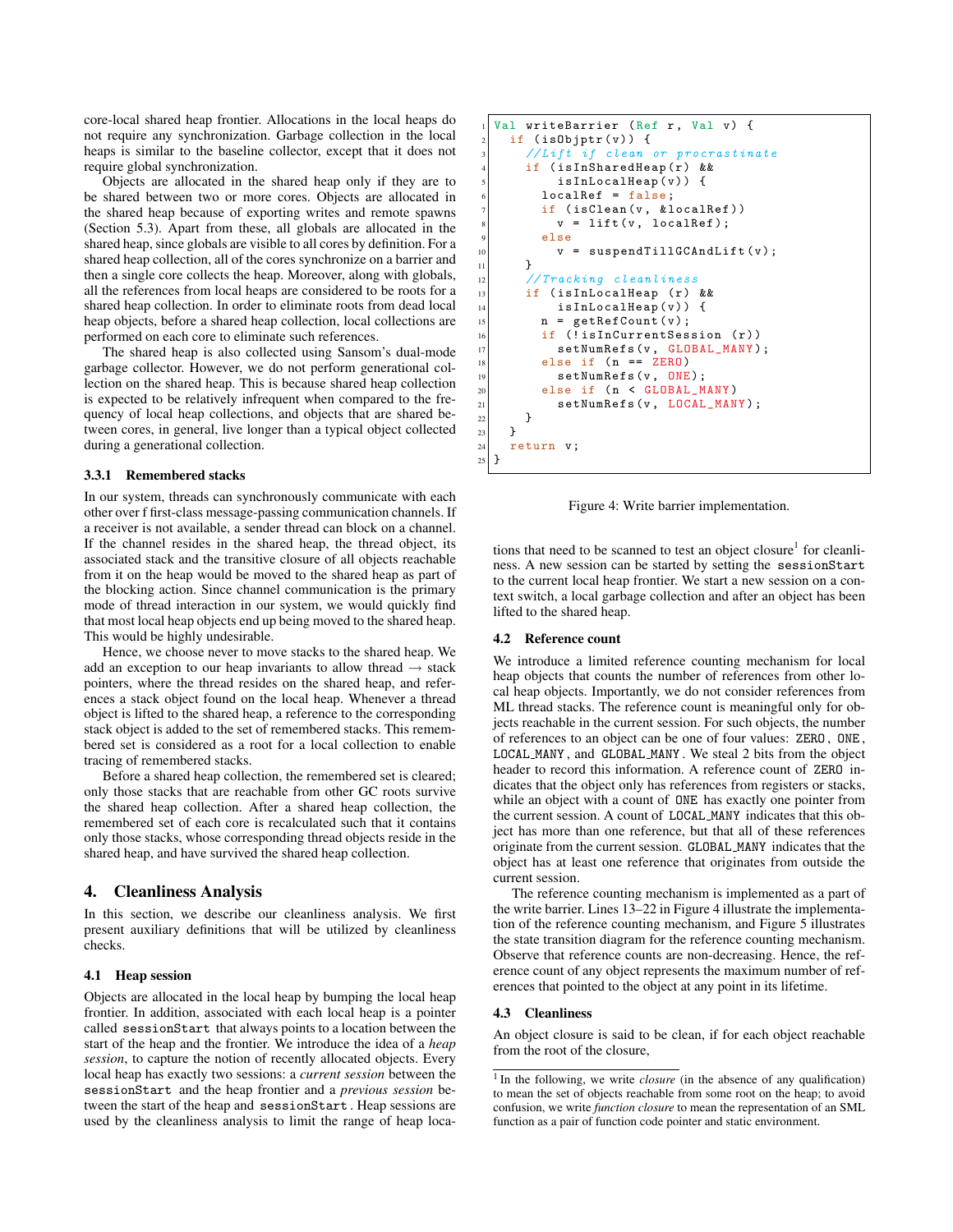core-local shared heap frontier. Allocations in the local heaps do not require any synchronization. Garbage collection in the local heaps is similar to the baseline collector, except that it does not require global synchronization.

Objects are allocated in the shared heap only if they are to be shared between two or more cores. Objects are allocated in the shared heap because of exporting writes and remote spawns (Section 5.3). Apart from these, all globals are allocated in the shared heap, since globals are visible to all cores by definition. For a shared heap collection, all of the cores synchronize on a barrier and then a single core collects the heap. Moreover, along with globals, all the references from local heaps are considered to be roots for a shared heap collection. In order to eliminate roots from dead local heap objects, before a shared heap collection, local collections are performed on each core to eliminate such references.

The shared heap is also collected using Sansom's dual-mode garbage collector. However, we do not perform generational collection on the shared heap. This is because shared heap collection is expected to be relatively infrequent when compared to the frequency of local heap collections, and objects that are shared between cores, in general, live longer than a typical object collected during a generational collection.

#### 3.3.1 Remembered stacks

In our system, threads can synchronously communicate with each other over f first-class message-passing communication channels. If a receiver is not available, a sender thread can block on a channel. If the channel resides in the shared heap, the thread object, its associated stack and the transitive closure of all objects reachable from it on the heap would be moved to the shared heap as part of the blocking action. Since channel communication is the primary mode of thread interaction in our system, we would quickly find that most local heap objects end up being moved to the shared heap. This would be highly undesirable.

Hence, we choose never to move stacks to the shared heap. We add an exception to our heap invariants to allow thread $\rightarrow$ stack pointers, where the thread resides on the shared heap, and references a stack object found on the local heap. Whenever a thread object is lifted to the shared heap, a reference to the corresponding stack object is added to the set of remembered stacks. This remembered set is considered as a root for a local collection to enable tracing of remembered stacks.

Before a shared heap collection, the remembered set is cleared; only those stacks that are reachable from other GC roots survive the shared heap collection. After a shared heap collection, the remembered set of each core is recalculated such that it contains only those stacks, whose corresponding thread objects reside in the shared heap, and have survived the shared heap collection.

## 4. Cleanliness Analysis

In this section, we describe our cleanliness analysis. We first present auxiliary definitions that will be utilized by cleanliness checks.

### 4.1 Heap session

Objects are allocated in the local heap by bumping the local heap frontier. In addition, associated with each local heap is a pointer called `sessionStart` that always points to a location between the start of the heap and the frontier. We introduce the idea of a *heap session*, to capture the notion of recently allocated objects. Every local heap has exactly two sessions: a *current session* between the `sessionStart` and the heap frontier and a *previous session* between the start of the heap and `sessionStart`. Heap sessions are used by the cleanliness analysis to limit the range of heap locations that need to be scanned to test an object closure[1] for cleanliness. A new session can be started by setting the `sessionStart` to the current local heap frontier. We start a new session on a context switch, a local garbage collection and after an object has been lifted to the shared heap.

```
Val writeBarrier (Ref r, Val v) {
  if (isObjptr(v)) {
    //Lift if clean or procrastinate
    if (isInSharedHeap(r) &&
        isInLocalHeap(v)) {
      localRef = false;
      if (isClean(v, &localRef))
        v = lift(v, localRef);
      else
        v = suspendTillGCAndLift(v);
    }
    //Tracking cleanliness
    if (isInLocalHeap (r) &&
        isInLocalHeap(v)) {
      n = getRefCount(v);
      if (!isInCurrentSession (r))
        setNumRefs(v, GLOBAL_MANY);
      else if (n == ZERO)
        setNumRefs(v, ONE);
      else if (n < GLOBAL_MANY)
        setNumRefs(v, LOCAL_MANY);
    }
  }
  return v;
}
```

Figure 4: Write barrier implementation.

### 4.2 Reference count

We introduce a limited reference counting mechanism for local heap objects that counts the number of references from other local heap objects. Importantly, we do not consider references from ML thread stacks. The reference count is meaningful only for objects reachable in the current session. For such objects, the number of references to an object can be one of four values: `ZERO`, `ONE`, `LOCAL_MANY`, and `GLOBAL_MANY`. We steal 2 bits from the object header to record this information. A reference count of `ZERO` indicates that the object only has references from registers or stacks, while an object with a count of `ONE` has exactly one pointer from the current session. A count of `LOCAL_MANY` indicates that this object has more than one reference, but that all of these references originate from the current session. `GLOBAL_MANY` indicates that the object has at least one reference that originates from outside the current session.

The reference counting mechanism is implemented as a part of the write barrier. Lines 13–22 in Figure 4 illustrate the implementation of the reference counting mechanism, and Figure 5 illustrates the state transition diagram for the reference counting mechanism. Observe that reference counts are non-decreasing. Hence, the reference count of any object represents the maximum number of references that pointed to the object at any point in its lifetime.

### 4.3 Cleanliness

An object closure is said to be clean, if for each object reachable from the root of the closure,

---

[1] In the following, we write *closure* (in the absence of any qualification) to mean the set of objects reachable from some root on the heap; to avoid confusion, we write *function closure* to mean the representation of an SML function as a pair of function code pointer and static environment.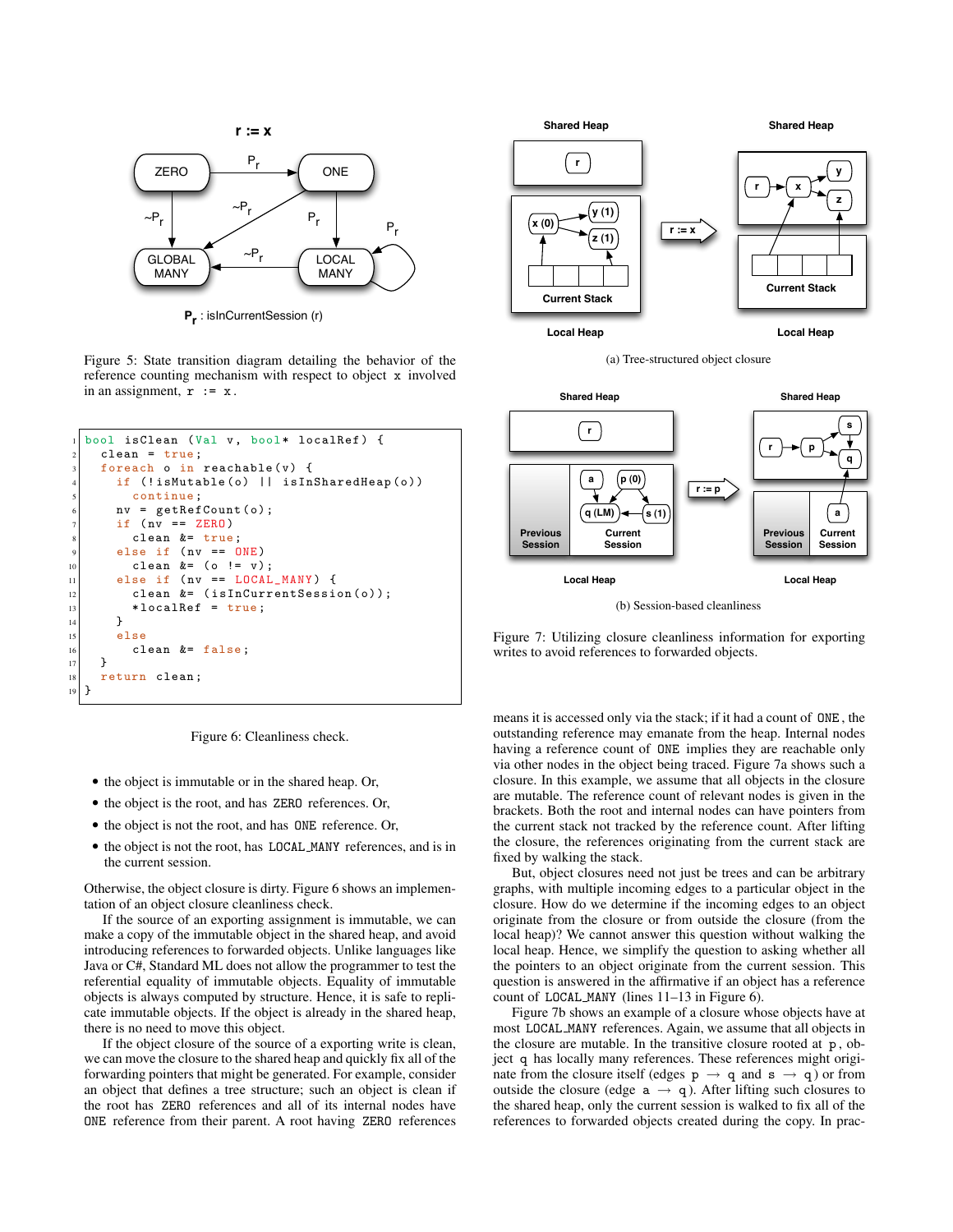Figure 5: State transition diagram detailing the behavior of the reference counting mechanism with respect to object `x` involved in an assignment, `r := x`.

```
bool isClean (Val v, bool* localRef) {
  clean = true;
  foreach o in reachable(v) {
    if (!isMutable(o) || isInSharedHeap(o))
      continue;
    nv = getRefCount(o);
    if (nv == ZERO)
      clean &= true;
    else if (nv == ONE)
      clean &= (o != v);
    else if (nv == LOCAL_MANY) {
      clean &= (isInCurrentSession(o));
      *localRef = true;
    }
    else
      clean &= false;
  }
  return clean;
}
```

Figure 6: Cleanliness check.

- the object is immutable or in the shared heap. Or,
- the object is the root, and has `ZERO` references. Or,
- the object is not the root, and has `ONE` reference. Or,
- the object is not the root, has `LOCAL_MANY` references, and is in the current session.

Otherwise, the object closure is dirty. Figure 6 shows an implementation of an object closure cleanliness check.

If the source of an exporting assignment is immutable, we can make a copy of the immutable object in the shared heap, and avoid introducing references to forwarded objects. Unlike languages like Java or C#, Standard ML does not allow the programmer to test the referential equality of immutable objects. Equality of immutable objects is always computed by structure. Hence, it is safe to replicate immutable objects. If the object is already in the shared heap, there is no need to move this object.

If the object closure of the source of a exporting write is clean, we can move the closure to the shared heap and quickly fix all of the forwarding pointers that might be generated. For example, consider an object that defines a tree structure; such an object is clean if the root has `ZERO` references and all of its internal nodes have `ONE` reference from their parent. A root having `ZERO` references means it is accessed only via the stack; if it had a count of `ONE`, the outstanding reference may emanate from the heap. Internal nodes having a reference count of `ONE` implies they are reachable only via other nodes in the object being traced. Figure 7a shows such a closure. In this example, we assume that all objects in the closure are mutable. The reference count of relevant nodes is given in the brackets. Both the root and internal nodes can have pointers from the current stack not tracked by the reference count. After lifting the closure, the references originating from the current stack are fixed by walking the stack.

(a) Tree-structured object closure

(b) Session-based cleanliness

Figure 7: Utilizing closure cleanliness information for exporting writes to avoid references to forwarded objects.

But, object closures need not just be trees and can be arbitrary graphs, with multiple incoming edges to a particular object in the closure. How do we determine if the incoming edges to an object originate from the closure or from outside the closure (from the local heap)? We cannot answer this question without walking the local heap. Hence, we simplify the question to asking whether all the pointers to an object originate from the current session. This question is answered in the affirmative if an object has a reference count of `LOCAL_MANY` (lines 11–13 in Figure 6).

Figure 7b shows an example of a closure whose objects have at most `LOCAL_MANY` references. Again, we assume that all objects in the closure are mutable. In the transitive closure rooted at `p`, object `q` has locally many references. These references might originate from the closure itself (edges `p` $\rightarrow$ `q` and `s` $\rightarrow$ `q`) or from outside the closure (edge `a` $\rightarrow$ `q`). After lifting such closures to the shared heap, only the current session is walked to fix all of the references to forwarded objects created during the copy. In prac-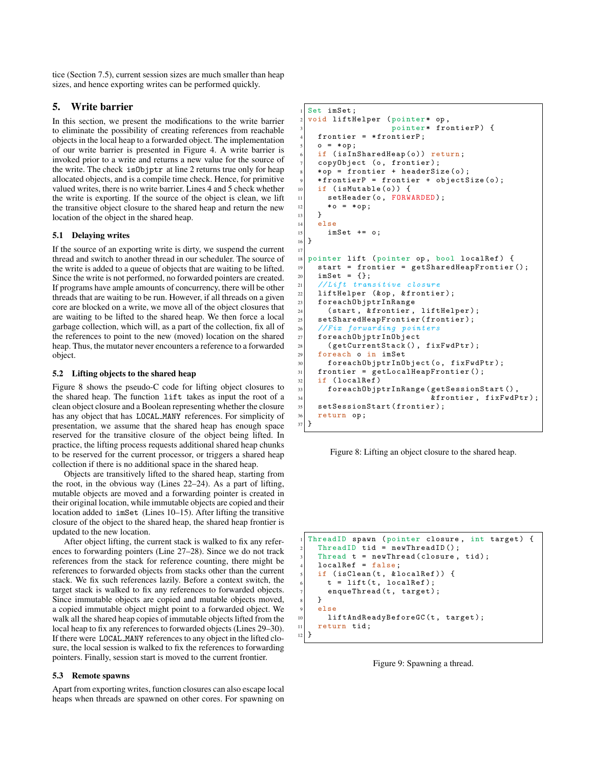tice (Section 7.5), current session sizes are much smaller than heap sizes, and hence exporting writes can be performed quickly.

## 5. Write barrier

In this section, we present the modifications to the write barrier to eliminate the possibility of creating references from reachable objects in the local heap to a forwarded object. The implementation of our write barrier is presented in Figure 4. A write barrier is invoked prior to a write and returns a new value for the source of the write. The check `isObjptr` at line 2 returns true only for heap allocated objects, and is a compile time check. Hence, for primitive valued writes, there is no write barrier. Lines 4 and 5 check whether the write is exporting. If the source of the object is clean, we lift the transitive object closure to the shared heap and return the new location of the object in the shared heap.

### 5.1 Delaying writes

If the source of an exporting write is dirty, we suspend the current thread and switch to another thread in our scheduler. The source of the write is added to a queue of objects that are waiting to be lifted. Since the write is not performed, no forwarded pointers are created. If programs have ample amounts of concurrency, there will be other threads that are waiting to be run. However, if all threads on a given core are blocked on a write, we move all of the object closures that are waiting to be lifted to the shared heap. We then force a local garbage collection, which will, as a part of the collection, fix all of the references to point to the new (moved) location on the shared heap. Thus, the mutator never encounters a reference to a forwarded object.

### 5.2 Lifting objects to the shared heap

Figure 8 shows the pseudo-C code for lifting object closures to the shared heap. The function `lift` takes as input the root of a clean object closure and a Boolean representing whether the closure has any object that has `LOCAL_MANY` references. For simplicity of presentation, we assume that the shared heap has enough space reserved for the transitive closure of the object being lifted. In practice, the lifting process requests additional shared heap chunks to be reserved for the current processor, or triggers a shared heap collection if there is no additional space in the shared heap.

Objects are transitively lifted to the shared heap, starting from the root, in the obvious way (Lines 22–24). As a part of lifting, mutable objects are moved and a forwarding pointer is created in their original location, while immutable objects are copied and their location added to `imSet` (Lines 10–15). After lifting the transitive closure of the object to the shared heap, the shared heap frontier is updated to the new location.

After object lifting, the current stack is walked to fix any references to forwarding pointers (Line 27–28). Since we do not track references from the stack for reference counting, there might be references to forwarded objects from stacks other than the current stack. We fix such references lazily. Before a context switch, the target stack is walked to fix any references to forwarded objects. Since immutable objects are copied and mutable objects moved, a copied immutable object might point to a forwarded object. We walk all the shared heap copies of immutable objects lifted from the local heap to fix any references to forwarded objects (Lines 29–30). If there were `LOCAL_MANY` references to any object in the lifted closure, the local session is walked to fix the references to forwarding pointers. Finally, session start is moved to the current frontier.

### 5.3 Remote spawns

Apart from exporting writes, function closures can also escape local heaps when threads are spawned on other cores. For spawning on

```
Set imSet;
void liftHelper (pointer* op,
                 pointer* frontierP) {
  frontier = *frontierP;
  o = *op;
  if (isInSharedHeap(o)) return;
  copyObject (o, frontier);
  *op = frontier + headerSize(o);
  *frontierP = frontier + objectSize(o);
  if (isMutable(o)) {
    setHeader(o, FORWARDED);
    *o = *op;
  }
  else
    imSet += o;
}

pointer lift (pointer op, bool localRef) {
  start = frontier = getSharedHeapFrontier();
  imSet = {};
  //Lift transitive closure
  liftHelper (&op, &frontier);
  foreachObjptrInRange
    (start, &frontier, liftHelper);
  setSharedHeapFrontier(frontier);
  //Fix forwarding pointers
  foreachObjptrInObject
    (getCurrentStack(), fixFwdPtr);
  foreach o in imSet
    foreachObjptrInObject(o, fixFwdPtr);
  frontier = getLocalHeapFrontier();
  if (localRef)
    foreachObjptrInRange(getSessionStart(),
                         &frontier, fixFwdPtr);
  setSessionStart(frontier);
  return op;
}
```

Figure 8: Lifting an object closure to the shared heap.

```
ThreadID spawn (pointer closure, int target) {
  ThreadID tid = newThreadID();
  Thread t = newThread(closure, tid);
  localRef = false;
  if (isClean(t, &localRef)) {
    t = lift(t, localRef);
    enqueThread(t, target);
  }
  else
    liftAndReadyBeforeGC(t, target);
  return tid;
}
```

Figure 9: Spawning a thread.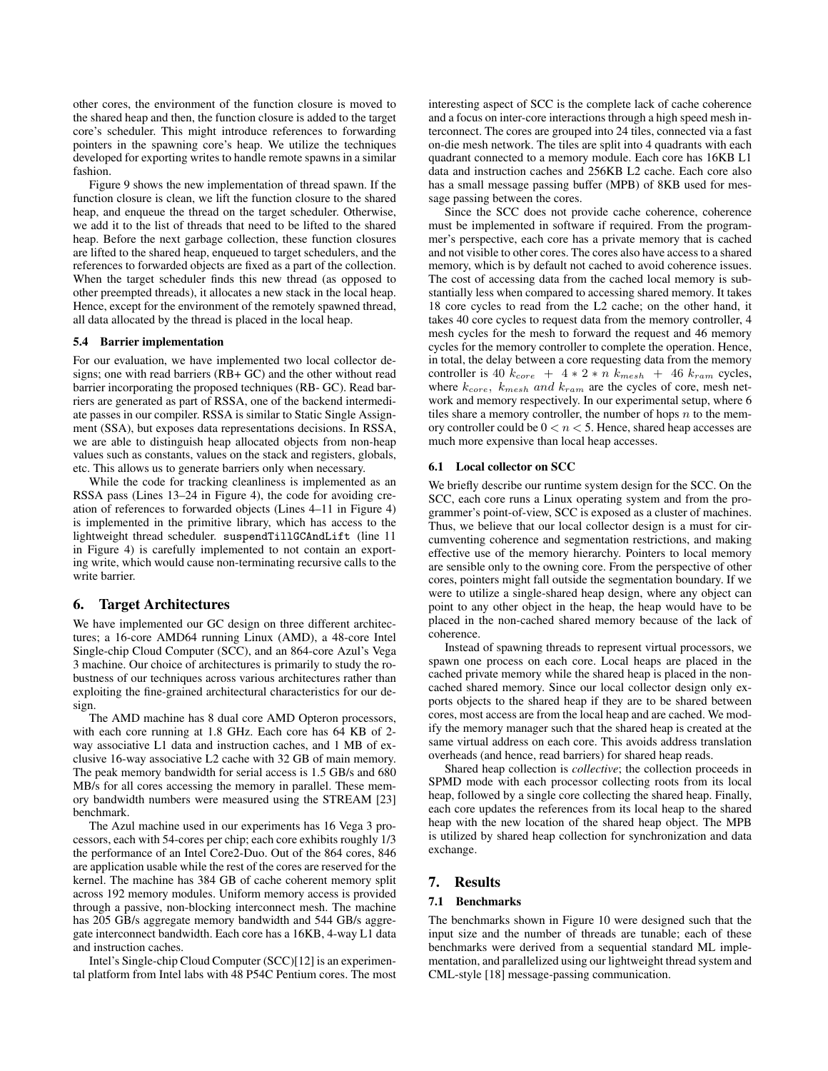other cores, the environment of the function closure is moved to the shared heap and then, the function closure is added to the target core's scheduler. This might introduce references to forwarding pointers in the spawning core's heap. We utilize the techniques developed for exporting writes to handle remote spawns in a similar fashion.

Figure 9 shows the new implementation of thread spawn. If the function closure is clean, we lift the function closure to the shared heap, and enqueue the thread on the target scheduler. Otherwise, we add it to the list of threads that need to be lifted to the shared heap. Before the next garbage collection, these function closures are lifted to the shared heap, enqueued to target schedulers, and the references to forwarded objects are fixed as a part of the collection. When the target scheduler finds this new thread (as opposed to other preempted threads), it allocates a new stack in the local heap. Hence, except for the environment of the remotely spawned thread, all data allocated by the thread is placed in the local heap.

### 5.4 Barrier implementation

For our evaluation, we have implemented two local collector designs; one with read barriers (RB+ GC) and the other without read barrier incorporating the proposed techniques (RB- GC). Read barriers are generated as part of RSSA, one of the backend intermediate passes in our compiler. RSSA is similar to Static Single Assignment (SSA), but exposes data representations decisions. In RSSA, we are able to distinguish heap allocated objects from non-heap values such as constants, values on the stack and registers, globals, etc. This allows us to generate barriers only when necessary.

While the code for tracking cleanliness is implemented as an RSSA pass (Lines 13–24 in Figure 4), the code for avoiding creation of references to forwarded objects (Lines 4–11 in Figure 4) is implemented in the primitive library, which has access to the lightweight thread scheduler. `suspendTillGCAndLift` (line 11 in Figure 4) is carefully implemented to not contain an exporting write, which would cause non-terminating recursive calls to the write barrier.

## 6. Target Architectures

We have implemented our GC design on three different architectures; a 16-core AMD64 running Linux (AMD), a 48-core Intel Single-chip Cloud Computer (SCC), and an 864-core Azul's Vega 3 machine. Our choice of architectures is primarily to study the robustness of our techniques across various architectures rather than exploiting the fine-grained architectural characteristics for our design.

The AMD machine has 8 dual core AMD Opteron processors, with each core running at 1.8 GHz. Each core has 64 KB of 2-way associative L1 data and instruction caches, and 1 MB of exclusive 16-way associative L2 cache with 32 GB of main memory. The peak memory bandwidth for serial access is 1.5 GB/s and 680 MB/s for all cores accessing the memory in parallel. These memory bandwidth numbers were measured using the STREAM [23] benchmark.

The Azul machine used in our experiments has 16 Vega 3 processors, each with 54-cores per chip; each core exhibits roughly 1/3 the performance of an Intel Core2-Duo. Out of the 864 cores, 846 are application usable while the rest of the cores are reserved for the kernel. The machine has 384 GB of cache coherent memory split across 192 memory modules. Uniform memory access is provided through a passive, non-blocking interconnect mesh. The machine has 205 GB/s aggregate memory bandwidth and 544 GB/s aggregate interconnect bandwidth. Each core has a 16KB, 4-way L1 data and instruction caches.

Intel's Single-chip Cloud Computer (SCC)[12] is an experimental platform from Intel labs with 48 P54C Pentium cores. The most interesting aspect of SCC is the complete lack of cache coherence and a focus on inter-core interactions through a high speed mesh interconnect. The cores are grouped into 24 tiles, connected via a fast on-die mesh network. The tiles are split into 4 quadrants with each quadrant connected to a memory module. Each core has 16KB L1 data and instruction caches and 256KB L2 cache. Each core also has a small message passing buffer (MPB) of 8KB used for message passing between the cores.

Since the SCC does not provide cache coherence, coherence must be implemented in software if required. From the programmer's perspective, each core has a private memory that is cached and not visible to other cores. The cores also have access to a shared memory, which is by default not cached to avoid coherence issues. The cost of accessing data from the cached local memory is substantially less when compared to accessing shared memory. It takes 18 core cycles to read from the L2 cache; on the other hand, it takes 40 core cycles to request data from the memory controller, 4 mesh cycles for the mesh to forward the request and 46 memory cycles for the memory controller to complete the operation. Hence, in total, the delay between a core requesting data from the memory controller is $40\ k_{core}\ +\ 4 * 2 * n\ k_{mesh}\ +\ 46\ k_{ram}$ cycles, where $k_{core},\ k_{mesh}\ and\ k_{ram}$ are the cycles of core, mesh network and memory respectively. In our experimental setup, where 6 tiles share a memory controller, the number of hops $n$ to the memory controller could be $0 < n < 5$. Hence, shared heap accesses are much more expensive than local heap accesses.

### 6.1 Local collector on SCC

We briefly describe our runtime system design for the SCC. On the SCC, each core runs a Linux operating system and from the programmer's point-of-view, SCC is exposed as a cluster of machines. Thus, we believe that our local collector design is a must for circumventing coherence and segmentation restrictions, and making effective use of the memory hierarchy. Pointers to local memory are sensible only to the owning core. From the perspective of other cores, pointers might fall outside the segmentation boundary. If we were to utilize a single-shared heap design, where any object can point to any other object in the heap, the heap would have to be placed in the non-cached shared memory because of the lack of coherence.

Instead of spawning threads to represent virtual processors, we spawn one process on each core. Local heaps are placed in the cached private memory while the shared heap is placed in the non-cached shared memory. Since our local collector design only exports objects to the shared heap if they are to be shared between cores, most access are from the local heap and are cached. We modify the memory manager such that the shared heap is created at the same virtual address on each core. This avoids address translation overheads (and hence, read barriers) for shared heap reads.

Shared heap collection is *collective*; the collection proceeds in SPMD mode with each processor collecting roots from its local heap, followed by a single core collecting the shared heap. Finally, each core updates the references from its local heap to the shared heap with the new location of the shared heap object. The MPB is utilized by shared heap collection for synchronization and data exchange.

## 7. Results

### 7.1 Benchmarks

The benchmarks shown in Figure 10 were designed such that the input size and the number of threads are tunable; each of these benchmarks were derived from a sequential standard ML implementation, and parallelized using our lightweight thread system and CML-style [18] message-passing communication.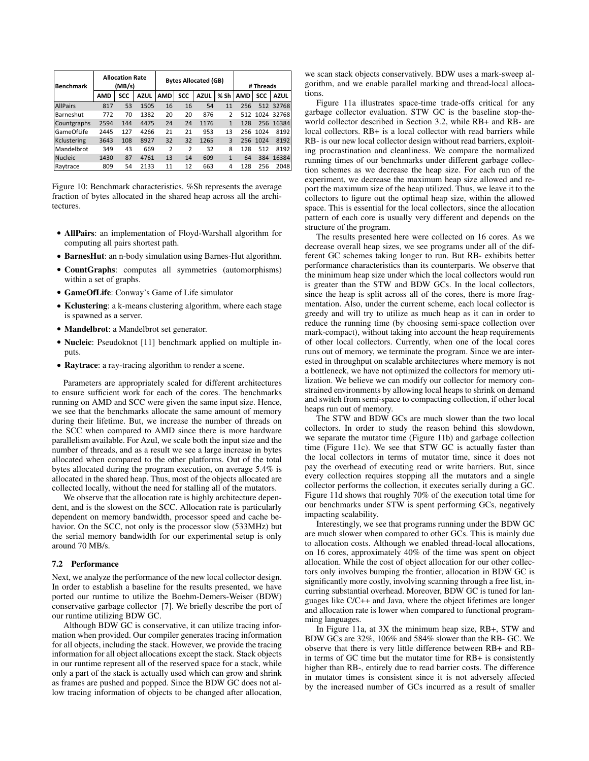| Benchmark | Allocation Rate (MB/s) | | | Bytes Allocated (GB) | | | | # Threads | | |
|---|---|---|---|---|---|---|---|---|---|---|
| | AMD | SCC | AZUL | AMD | SCC | AZUL | % Sh | AMD | SCC | AZUL |
| AllPairs | 817 | 53 | 1505 | 16 | 16 | 54 | 11 | 256 | 512 | 32768 |
| Barneshut | 772 | 70 | 1382 | 20 | 20 | 876 | 2 | 512 | 1024 | 32768 |
| Countgraphs | 2594 | 144 | 4475 | 24 | 24 | 1176 | 1 | 128 | 256 | 16384 |
| GameOfLife | 2445 | 127 | 4266 | 21 | 21 | 953 | 13 | 256 | 1024 | 8192 |
| Kclustering | 3643 | 108 | 8927 | 32 | 32 | 1265 | 3 | 256 | 1024 | 8192 |
| Mandelbrot | 349 | 43 | 669 | 2 | 2 | 32 | 8 | 128 | 512 | 8192 |
| Nucleic | 1430 | 87 | 4761 | 13 | 14 | 609 | 1 | 64 | 384 | 16384 |
| Raytrace | 809 | 54 | 2133 | 11 | 12 | 663 | 4 | 128 | 256 | 2048 |

Figure 10: Benchmark characteristics. %Sh represents the average fraction of bytes allocated in the shared heap across all the architectures.

- **AllPairs**: an implementation of Floyd-Warshall algorithm for computing all pairs shortest path.
- **BarnesHut**: an n-body simulation using Barnes-Hut algorithm.
- **CountGraphs**: computes all symmetries (automorphisms) within a set of graphs.
- **GameOfLife**: Conway's Game of Life simulator
- **Kclustering**: a k-means clustering algorithm, where each stage is spawned as a server.
- **Mandelbrot**: a Mandelbrot set generator.
- **Nucleic**: Pseudoknot [11] benchmark applied on multiple inputs.
- **Raytrace**: a ray-tracing algorithm to render a scene.

Parameters are appropriately scaled for different architectures to ensure sufficient work for each of the cores. The benchmarks running on AMD and SCC were given the same input size. Hence, we see that the benchmarks allocate the same amount of memory during their lifetime. But, we increase the number of threads on the SCC when compared to AMD since there is more hardware parallelism available. For Azul, we scale both the input size and the number of threads, and as a result we see a large increase in bytes allocated when compared to the other platforms. Out of the total bytes allocated during the program execution, on average 5.4% is allocated in the shared heap. Thus, most of the objects allocated are collected locally, without the need for stalling all of the mutators.

We observe that the allocation rate is highly architecture dependent, and is the slowest on the SCC. Allocation rate is particularly dependent on memory bandwidth, processor speed and cache behavior. On the SCC, not only is the processor slow (533MHz) but the serial memory bandwidth for our experimental setup is only around 70 MB/s.

### 7.2 Performance

Next, we analyze the performance of the new local collector design. In order to establish a baseline for the results presented, we have ported our runtime to utilize the Boehm-Demers-Weiser (BDW) conservative garbage collector [7]. We briefly describe the port of our runtime utilizing BDW GC.

Although BDW GC is conservative, it can utilize tracing information when provided. Our compiler generates tracing information for all objects, including the stack. However, we provide the tracing information for all object allocations except the stack. Stack objects in our runtime represent all of the reserved space for a stack, while only a part of the stack is actually used which can grow and shrink as frames are pushed and popped. Since the BDW GC does not allow tracing information of objects to be changed after allocation, we scan stack objects conservatively. BDW uses a mark-sweep algorithm, and we enable parallel marking and thread-local allocations.

Figure 11a illustrates space-time trade-offs critical for any garbage collector evaluation. STW GC is the baseline stop-the-world collector described in Section 3.2, while RB+ and RB- are local collectors. RB+ is a local collector with read barriers while RB- is our new local collector design without read barriers, exploiting procrastination and cleanliness. We compare the normalized running times of our benchmarks under different garbage collection schemes as we decrease the heap size. For each run of the experiment, we decrease the maximum heap size allowed and report the maximum size of the heap utilized. Thus, we leave it to the collectors to figure out the optimal heap size, within the allowed space. This is essential for the local collectors, since the allocation pattern of each core is usually very different and depends on the structure of the program.

The results presented here were collected on 16 cores. As we decrease overall heap sizes, we see programs under all of the different GC schemes taking longer to run. But RB- exhibits better performance characteristics than its counterparts. We observe that the minimum heap size under which the local collectors would run is greater than the STW and BDW GCs. In the local collectors, since the heap is split across all of the cores, there is more fragmentation. Also, under the current scheme, each local collector is greedy and will try to utilize as much heap as it can in order to reduce the running time (by choosing semi-space collection over mark-compact), without taking into account the heap requirements of other local collectors. Currently, when one of the local cores runs out of memory, we terminate the program. Since we are interested in throughput on scalable architectures where memory is not a bottleneck, we have not optimized the collectors for memory utilization. We believe we can modify our collector for memory constrained environments by allowing local heaps to shrink on demand and switch from semi-space to compacting collection, if other local heaps run out of memory.

The STW and BDW GCs are much slower than the two local collectors. In order to study the reason behind this slowdown, we separate the mutator time (Figure 11b) and garbage collection time (Figure 11c). We see that STW GC is actually faster than the local collectors in terms of mutator time, since it does not pay the overhead of executing read or write barriers. But, since every collection requires stopping all the mutators and a single collector performs the collection, it executes serially during a GC. Figure 11d shows that roughly 70% of the execution total time for our benchmarks under STW is spent performing GCs, negatively impacting scalability.

Interestingly, we see that programs running under the BDW GC are much slower when compared to other GCs. This is mainly due to allocation costs. Although we enabled thread-local allocations, on 16 cores, approximately 40% of the time was spent on object allocation. While the cost of object allocation for our other collectors only involves bumping the frontier, allocation in BDW GC is significantly more costly, involving scanning through a free list, incurring substantial overhead. Moreover, BDW GC is tuned for languages like C/C++ and Java, where the object lifetimes are longer and allocation rate is lower when compared to functional programming languages.

In Figure 11a, at 3X the minimum heap size, RB+, STW and BDW GCs are 32%, 106% and 584% slower than the RB- GC. We observe that there is very little difference between RB+ and RB- in terms of GC time but the mutator time for RB+ is consistently higher than RB-, entirely due to read barrier costs. The difference in mutator times is consistent since it is not adversely affected by the increased number of GCs incurred as a result of smaller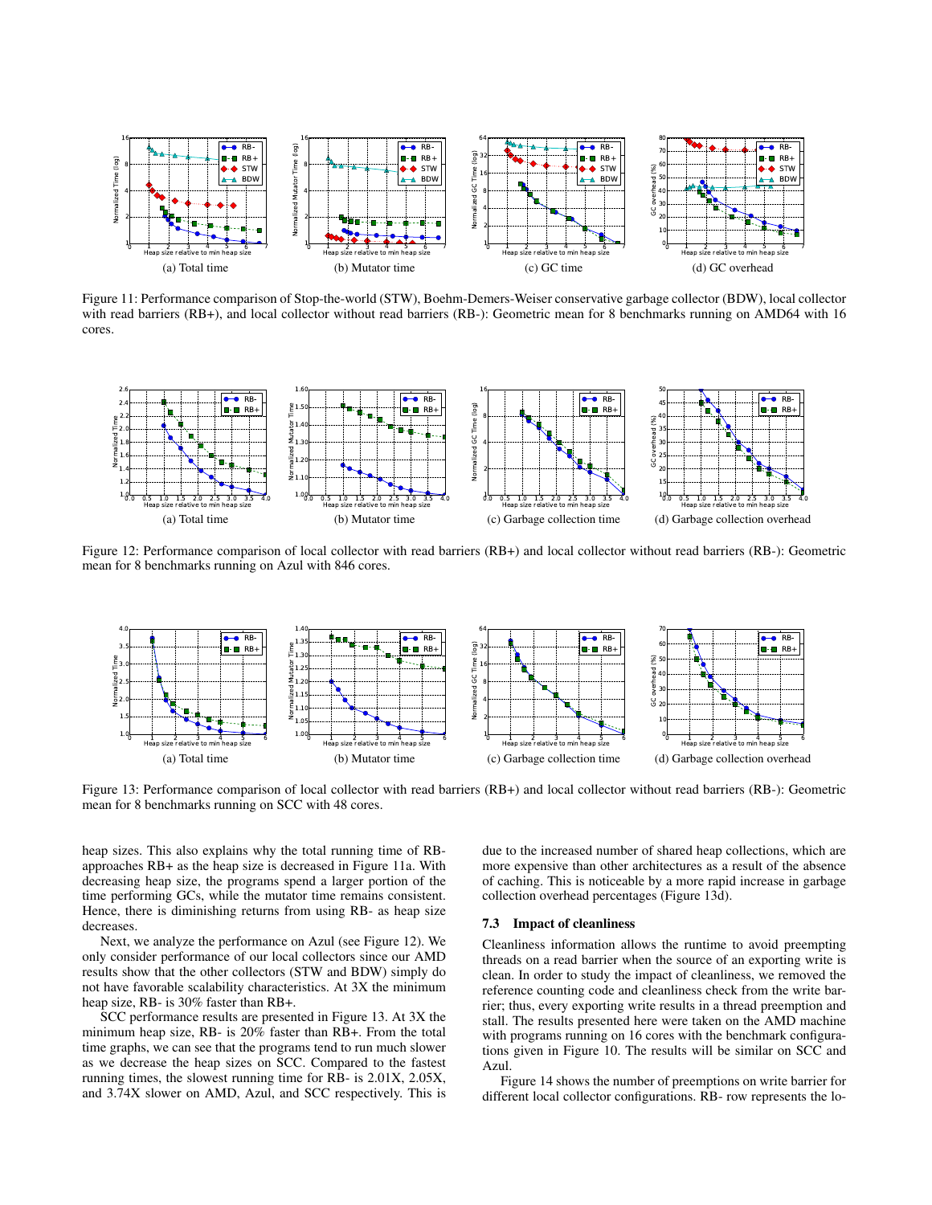(a) Total time

(b) Mutator time

(c) GC time

(d) GC overhead

Figure 11: Performance comparison of Stop-the-world (STW), Boehm-Demers-Weiser conservative garbage collector (BDW), local collector with read barriers (RB+), and local collector without read barriers (RB-): Geometric mean for 8 benchmarks running on AMD64 with 16 cores.

(a) Total time

(b) Mutator time

(c) Garbage collection time

(d) Garbage collection overhead

Figure 12: Performance comparison of local collector with read barriers (RB+) and local collector without read barriers (RB-): Geometric mean for 8 benchmarks running on Azul with 846 cores.

(a) Total time

(b) Mutator time

(c) Garbage collection time

(d) Garbage collection overhead

Figure 13: Performance comparison of local collector with read barriers (RB+) and local collector without read barriers (RB-): Geometric mean for 8 benchmarks running on SCC with 48 cores.

heap sizes. This also explains why the total running time of RB- approaches RB+ as the heap size is decreased in Figure 11a. With decreasing heap size, the programs spend a larger portion of the time performing GCs, while the mutator time remains consistent. Hence, there is diminishing returns from using RB- as heap size decreases.

Next, we analyze the performance on Azul (see Figure 12). We only consider performance of our local collectors since our AMD results show that the other collectors (STW and BDW) simply do not have favorable scalability characteristics. At 3X the minimum heap size, RB- is 30% faster than RB+.

SCC performance results are presented in Figure 13. At 3X the minimum heap size, RB- is 20% faster than RB+. From the total time graphs, we can see that the programs tend to run much slower as we decrease the heap sizes on SCC. Compared to the fastest running times, the slowest running time for RB- is 2.01X, 2.05X, and 3.74X slower on AMD, Azul, and SCC respectively. This is due to the increased number of shared heap collections, which are more expensive than other architectures as a result of the absence of caching. This is noticeable by a more rapid increase in garbage collection overhead percentages (Figure 13d).

### 7.3 Impact of cleanliness

Cleanliness information allows the runtime to avoid preempting threads on a read barrier when the source of an exporting write is clean. In order to study the impact of cleanliness, we removed the reference counting code and cleanliness check from the write barrier; thus, every exporting write results in a thread preemption and stall. The results presented here were taken on the AMD machine with programs running on 16 cores with the benchmark configurations given in Figure 10. The results will be similar on SCC and Azul.

Figure 14 shows the number of preemptions on write barrier for different local collector configurations. RB- row represents the lo-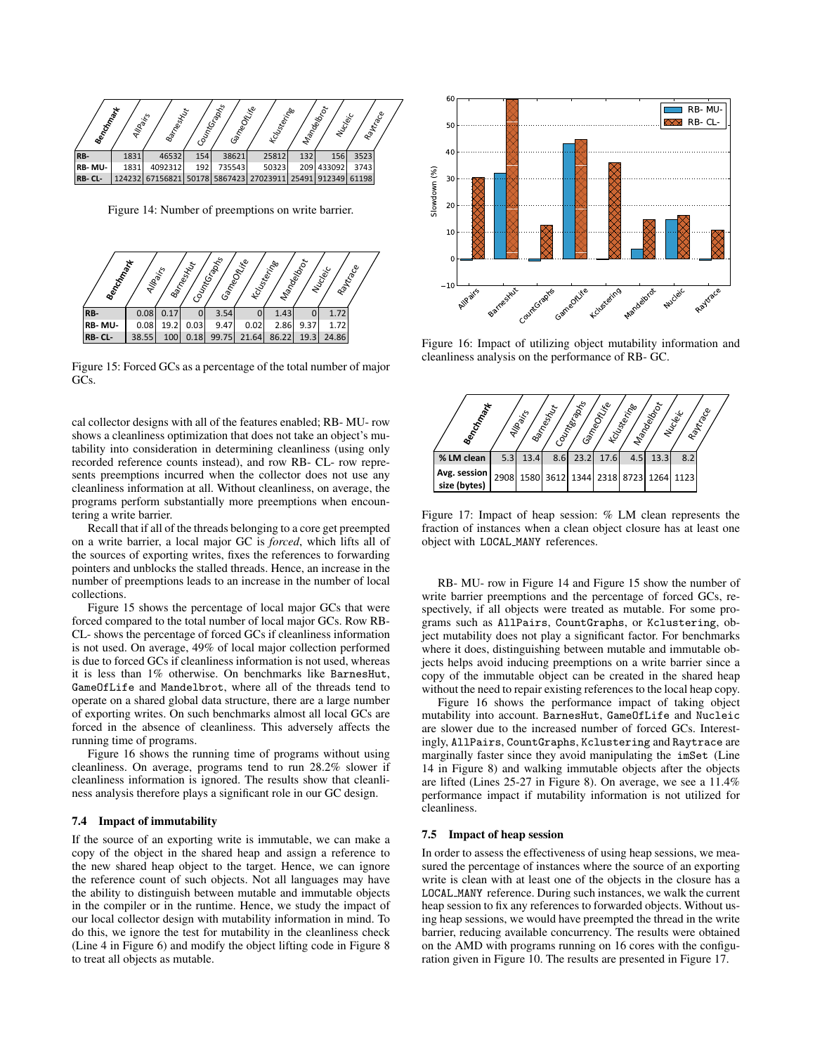| Benchmark | AllPairs | BarnesHut | CountGraphs | GameOfLife | Kclustering | Mandelbrot | Nucleic | Raytrace |
|---|---|---|---|---|---|---|---|---|
| RB- | 1831 | 46532 | 154 | 38621 | 25812 | 132 | 156 | 3523 |
| RB- MU- | 1831 | 4092312 | 192 | 735543 | 50323 | 209 | 433092 | 3743 |
| RB- CL- | 124232 | 67156821 | 50178 | 5867423 | 27023911 | 25491 | 912349 | 61198 |

Figure 14: Number of preemptions on write barrier.

| Benchmark | AllPairs | BarnesHut | CountGraphs | GameOfLife | Kclustering | Mandelbrot | Nucleic | Raytrace |
|---|---|---|---|---|---|---|---|---|
| RB- | 0.08 | 0.17 | 0 | 3.54 | 0 | 1.43 | 0 | 1.72 |
| RB- MU- | 0.08 | 19.2 | 0.03 | 9.47 | 0.02 | 2.86 | 9.37 | 1.72 |
| RB- CL- | 38.55 | 100 | 0.18 | 99.75 | 21.64 | 86.22 | 19.3 | 24.86 |

Figure 15: Forced GCs as a percentage of the total number of major GCs.

cal collector designs with all of the features enabled; RB- MU- row shows a cleanliness optimization that does not take an object's mutability into consideration in determining cleanliness (using only recorded reference counts instead), and row RB- CL- row represents preemptions incurred when the collector does not use any cleanliness information at all. Without cleanliness, on average, the programs perform substantially more preemptions when encountering a write barrier.

Recall that if all of the threads belonging to a core get preempted on a write barrier, a local major GC is *forced*, which lifts all of the sources of exporting writes, fixes the references to forwarding pointers and unblocks the stalled threads. Hence, an increase in the number of preemptions leads to an increase in the number of local collections.

Figure 15 shows the percentage of local major GCs that were forced compared to the total number of local major GCs. Row RB- CL- shows the percentage of forced GCs if cleanliness information is not used. On average, 49% of local major collection performed is due to forced GCs if cleanliness information is not used, whereas it is less than 1% otherwise. On benchmarks like BarnesHut, GameOfLife and Mandelbrot, where all of the threads tend to operate on a shared global data structure, there are a large number of exporting writes. On such benchmarks almost all local GCs are forced in the absence of cleanliness. This adversely affects the running time of programs.

Figure 16 shows the running time of programs without using cleanliness. On average, programs tend to run 28.2% slower if cleanliness information is ignored. The results show that cleanliness analysis therefore plays a significant role in our GC design.

### 7.4 Impact of immutability

If the source of an exporting write is immutable, we can make a copy of the object in the shared heap and assign a reference to the new shared heap object to the target. Hence, we can ignore the reference count of such objects. Not all languages may have the ability to distinguish between mutable and immutable objects in the compiler or in the runtime. Hence, we study the impact of our local collector design with mutability information in mind. To do this, we ignore the test for mutability in the cleanliness check (Line 4 in Figure 6) and modify the object lifting code in Figure 8 to treat all objects as mutable.

Figure 16: Impact of utilizing object mutability information and cleanliness analysis on the performance of RB- GC.

| Benchmark | AllPairs | BarnesHut | CountGraphs | GameOfLife | Kclustering | Mandelbrot | Nucleic | Raytrace |
|---|---|---|---|---|---|---|---|---|
| % LM clean | 5.3 | 13.4 | 8.6 | 23.2 | 17.6 | 4.5 | 13.3 | 8.2 |
| Avg. session size (bytes) | 2908 | 1580 | 3612 | 1344 | 2318 | 8723 | 1264 | 1123 |

Figure 17: Impact of heap session: % LM clean represents the fraction of instances when a clean object closure has at least one object with LOCAL_MANY references.

RB- MU- row in Figure 14 and Figure 15 show the number of write barrier preemptions and the percentage of forced GCs, respectively, if all objects were treated as mutable. For some programs such as AllPairs, CountGraphs, or Kclustering, object mutability does not play a significant factor. For benchmarks where it does, distinguishing between mutable and immutable objects helps avoid inducing preemptions on a write barrier since a copy of the immutable object can be created in the shared heap without the need to repair existing references to the local heap copy.

Figure 16 shows the performance impact of taking object mutability into account. BarnesHut, GameOfLife and Nucleic are slower due to the increased number of forced GCs. Interestingly, AllPairs, CountGraphs, Kclustering and Raytrace are marginally faster since they avoid manipulating the imSet (Line 14 in Figure 8) and walking immutable objects after the objects are lifted (Lines 25-27 in Figure 8). On average, we see a 11.4% performance impact if mutability information is not utilized for cleanliness.

### 7.5 Impact of heap session

In order to assess the effectiveness of using heap sessions, we measured the percentage of instances where the source of an exporting write is clean with at least one of the objects in the closure has a LOCAL_MANY reference. During such instances, we walk the current heap session to fix any references to forwarded objects. Without using heap sessions, we would have preempted the thread in the write barrier, reducing available concurrency. The results were obtained on the AMD with programs running on 16 cores with the configuration given in Figure 10. The results are presented in Figure 17.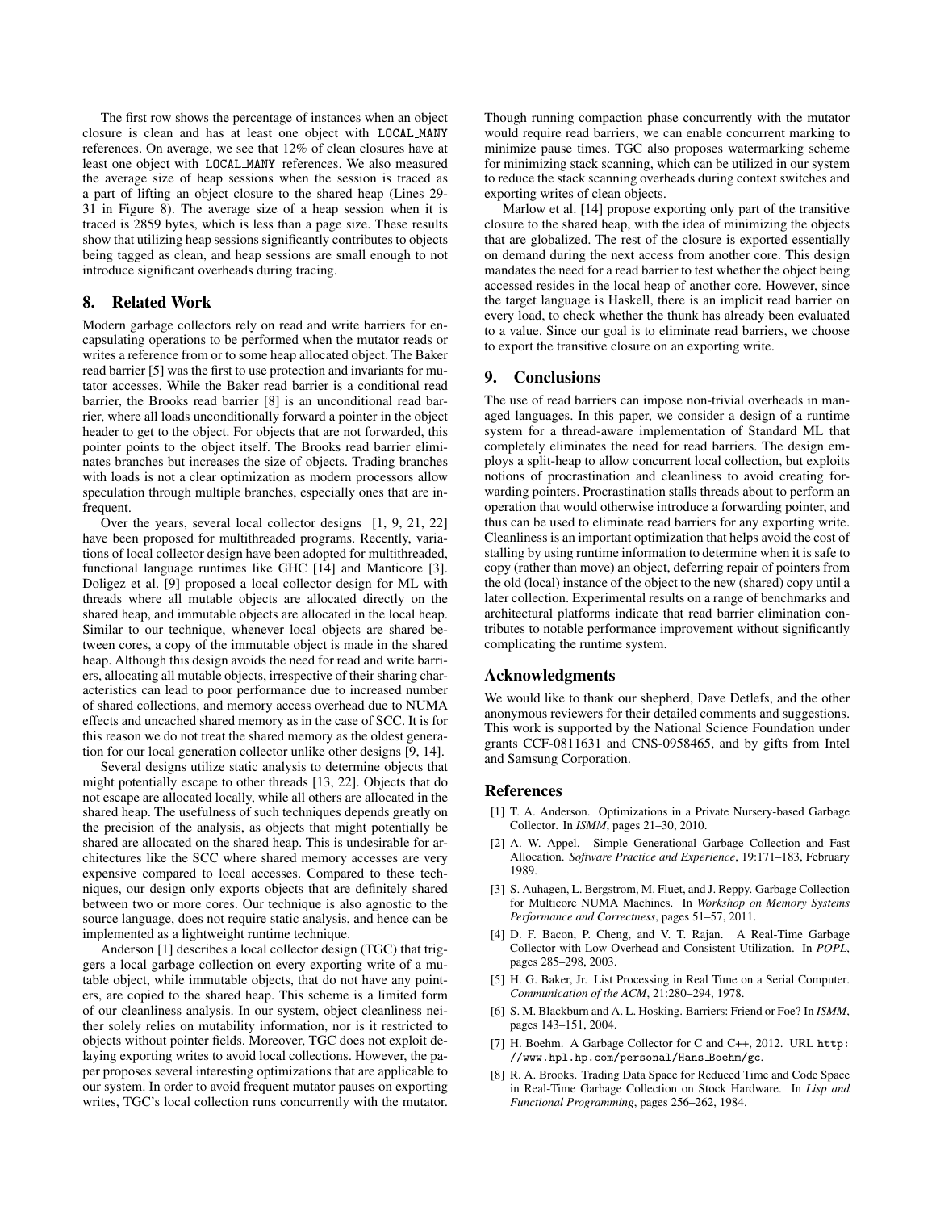The first row shows the percentage of instances when an object closure is clean and has at least one object with LOCAL_MANY references. On average, we see that 12% of clean closures have at least one object with LOCAL_MANY references. We also measured the average size of heap sessions when the session is traced as a part of lifting an object closure to the shared heap (Lines 29-31 in Figure 8). The average size of a heap session when it is traced is 2859 bytes, which is less than a page size. These results show that utilizing heap sessions significantly contributes to objects being tagged as clean, and heap sessions are small enough to not introduce significant overheads during tracing.

## 8. Related Work

Modern garbage collectors rely on read and write barriers for encapsulating operations to be performed when the mutator reads or writes a reference from or to some heap allocated object. The Baker read barrier [5] was the first to use protection and invariants for mutator accesses. While the Baker read barrier is a conditional read barrier, the Brooks read barrier [8] is an unconditional read barrier, where all loads unconditionally forward a pointer in the object header to get to the object. For objects that are not forwarded, this pointer points to the object itself. The Brooks read barrier eliminates branches but increases the size of objects. Trading branches with loads is not a clear optimization as modern processors allow speculation through multiple branches, especially ones that are infrequent.

Over the years, several local collector designs [1, 9, 21, 22] have been proposed for multithreaded programs. Recently, variations of local collector design have been adopted for multithreaded, functional language runtimes like GHC [14] and Manticore [3]. Doligez et al. [9] proposed a local collector design for ML with threads where all mutable objects are allocated directly on the shared heap, and immutable objects are allocated in the local heap. Similar to our technique, whenever local objects are shared between cores, a copy of the immutable object is made in the shared heap. Although this design avoids the need for read and write barriers, allocating all mutable objects, irrespective of their sharing characteristics can lead to poor performance due to increased number of shared collections, and memory access overhead due to NUMA effects and uncached shared memory as in the case of SCC. It is for this reason we do not treat the shared memory as the oldest generation for our local generation collector unlike other designs [9, 14].

Several designs utilize static analysis to determine objects that might potentially escape to other threads [13, 22]. Objects that do not escape are allocated locally, while all others are allocated in the shared heap. The usefulness of such techniques depends greatly on the precision of the analysis, as objects that might potentially be shared are allocated on the shared heap. This is undesirable for architectures like the SCC where shared memory accesses are very expensive compared to local accesses. Compared to these techniques, our design only exports objects that are definitely shared between two or more cores. Our technique is also agnostic to the source language, does not require static analysis, and hence can be implemented as a lightweight runtime technique.

Anderson [1] describes a local collector design (TGC) that triggers a local garbage collection on every exporting write of a mutable object, while immutable objects, that do not have any pointers, are copied to the shared heap. This scheme is a limited form of our cleanliness analysis. In our system, object cleanliness neither solely relies on mutability information, nor is it restricted to objects without pointer fields. Moreover, TGC does not exploit delaying exporting writes to avoid local collections. However, the paper proposes several interesting optimizations that are applicable to our system. In order to avoid frequent mutator pauses on exporting writes, TGC's local collection runs concurrently with the mutator. Though running compaction phase concurrently with the mutator would require read barriers, we can enable concurrent marking to minimize pause times. TGC also proposes watermarking scheme for minimizing stack scanning, which can be utilized in our system to reduce the stack scanning overheads during context switches and exporting writes of clean objects.

Marlow et al. [14] propose exporting only part of the transitive closure to the shared heap, with the idea of minimizing the objects that are globalized. The rest of the closure is exported essentially on demand during the next access from another core. This design mandates the need for a read barrier to test whether the object being accessed resides in the local heap of another core. However, since the target language is Haskell, there is an implicit read barrier on every load, to check whether the thunk has already been evaluated to a value. Since our goal is to eliminate read barriers, we choose to export the transitive closure on an exporting write.

## 9. Conclusions

The use of read barriers can impose non-trivial overheads in managed languages. In this paper, we consider a design of a runtime system for a thread-aware implementation of Standard ML that completely eliminates the need for read barriers. The design employs a split-heap to allow concurrent local collection, but exploits notions of procrastination and cleanliness to avoid creating forwarding pointers. Procrastination stalls threads about to perform an operation that would otherwise introduce a forwarding pointer, and thus can be used to eliminate read barriers for any exporting write. Cleanliness is an important optimization that helps avoid the cost of stalling by using runtime information to determine when it is safe to copy (rather than move) an object, deferring repair of pointers from the old (local) instance of the object to the new (shared) copy until a later collection. Experimental results on a range of benchmarks and architectural platforms indicate that read barrier elimination contributes to notable performance improvement without significantly complicating the runtime system.

## Acknowledgments

We would like to thank our shepherd, Dave Detlefs, and the other anonymous reviewers for their detailed comments and suggestions. This work is supported by the National Science Foundation under grants CCF-0811631 and CNS-0958465, and by gifts from Intel and Samsung Corporation.

## References

[1] T. A. Anderson. Optimizations in a Private Nursery-based Garbage Collector. In *ISMM*, pages 21–30, 2010.

[2] A. W. Appel. Simple Generational Garbage Collection and Fast Allocation. *Software Practice and Experience*, 19:171–183, February 1989.

[3] S. Auhagen, L. Bergstrom, M. Fluet, and J. Reppy. Garbage Collection for Multicore NUMA Machines. In *Workshop on Memory Systems Performance and Correctness*, pages 51–57, 2011.

[4] D. F. Bacon, P. Cheng, and V. T. Rajan. A Real-Time Garbage Collector with Low Overhead and Consistent Utilization. In *POPL*, pages 285–298, 2003.

[5] H. G. Baker, Jr. List Processing in Real Time on a Serial Computer. *Communication of the ACM*, 21:280–294, 1978.

[6] S. M. Blackburn and A. L. Hosking. Barriers: Friend or Foe? In *ISMM*, pages 143–151, 2004.

[7] H. Boehm. A Garbage Collector for C and C++, 2012. URL http://www.hpl.hp.com/personal/Hans_Boehm/gc.

[8] R. A. Brooks. Trading Data Space for Reduced Time and Code Space in Real-Time Garbage Collection on Stock Hardware. In *Lisp and Functional Programming*, pages 256–262, 1984.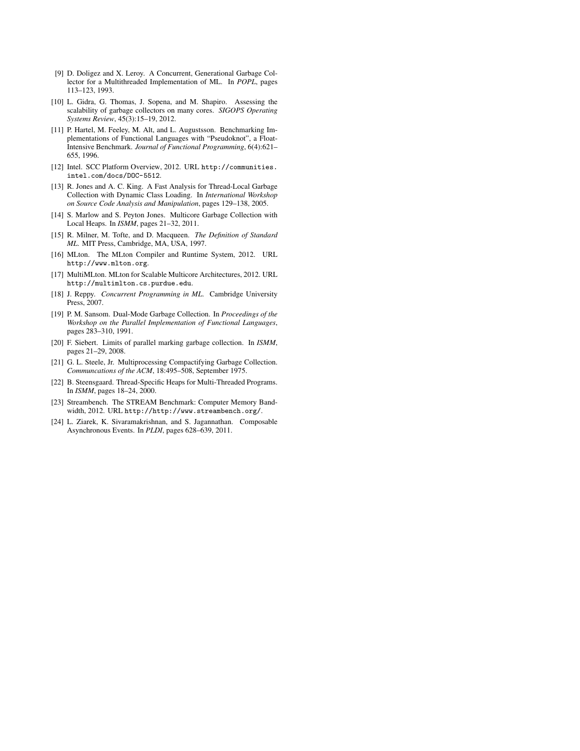[9] D. Doligez and X. Leroy. A Concurrent, Generational Garbage Collector for a Multithreaded Implementation of ML. In *POPL*, pages 113–123, 1993.

[10] L. Gidra, G. Thomas, J. Sopena, and M. Shapiro. Assessing the scalability of garbage collectors on many cores. *SIGOPS Operating Systems Review*, 45(3):15–19, 2012.

[11] P. Hartel, M. Feeley, M. Alt, and L. Augustsson. Benchmarking Implementations of Functional Languages with "Pseudoknot", a Float-Intensive Benchmark. *Journal of Functional Programming*, 6(4):621–655, 1996.

[12] Intel. SCC Platform Overview, 2012. URL `http://communities.intel.com/docs/DOC-5512`.

[13] R. Jones and A. C. King. A Fast Analysis for Thread-Local Garbage Collection with Dynamic Class Loading. In *International Workshop on Source Code Analysis and Manipulation*, pages 129–138, 2005.

[14] S. Marlow and S. Peyton Jones. Multicore Garbage Collection with Local Heaps. In *ISMM*, pages 21–32, 2011.

[15] R. Milner, M. Tofte, and D. Macqueen. *The Definition of Standard ML*. MIT Press, Cambridge, MA, USA, 1997.

[16] MLton. The MLton Compiler and Runtime System, 2012. URL `http://www.mlton.org`.

[17] MultiMLton. MLton for Scalable Multicore Architectures, 2012. URL `http://multimlton.cs.purdue.edu`.

[18] J. Reppy. *Concurrent Programming in ML*. Cambridge University Press, 2007.

[19] P. M. Sansom. Dual-Mode Garbage Collection. In *Proceedings of the Workshop on the Parallel Implementation of Functional Languages*, pages 283–310, 1991.

[20] F. Siebert. Limits of parallel marking garbage collection. In *ISMM*, pages 21–29, 2008.

[21] G. L. Steele, Jr. Multiprocessing Compactifying Garbage Collection. *Communcations of the ACM*, 18:495–508, September 1975.

[22] B. Steensgaard. Thread-Specific Heaps for Multi-Threaded Programs. In *ISMM*, pages 18–24, 2000.

[23] Streambench. The STREAM Benchmark: Computer Memory Bandwidth, 2012. URL `http://http://www.streambench.org/`.

[24] L. Ziarek, K. Sivaramakrishnan, and S. Jagannathan. Composable Asynchronous Events. In *PLDI*, pages 628–639, 2011.